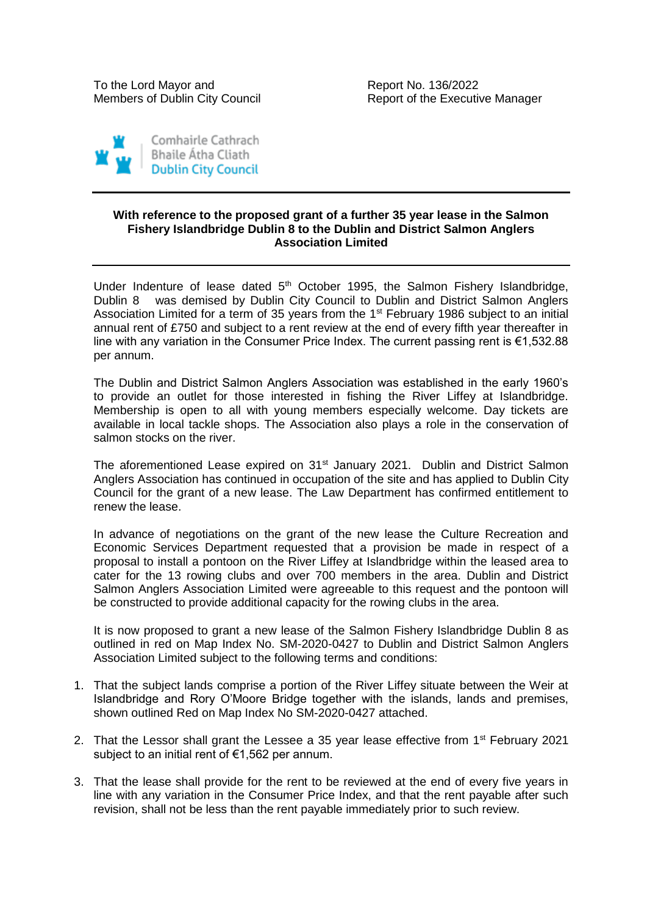To the Lord Mayor and
Members of Dublin City Council

Report No. 136/2022
Report of the Executive Manager

Comhairle Cathrach
Bhaile Átha Cliath
Dublin City Council

**With reference to the proposed grant of a further 35 year lease in the Salmon Fishery Islandbridge Dublin 8 to the Dublin and District Salmon Anglers Association Limited**

Under Indenture of lease dated 5th October 1995, the Salmon Fishery Islandbridge, Dublin 8 was demised by Dublin City Council to Dublin and District Salmon Anglers Association Limited for a term of 35 years from the 1st February 1986 subject to an initial annual rent of £750 and subject to a rent review at the end of every fifth year thereafter in line with any variation in the Consumer Price Index. The current passing rent is €1,532.88 per annum.

The Dublin and District Salmon Anglers Association was established in the early 1960's to provide an outlet for those interested in fishing the River Liffey at Islandbridge. Membership is open to all with young members especially welcome. Day tickets are available in local tackle shops. The Association also plays a role in the conservation of salmon stocks on the river.

The aforementioned Lease expired on 31st January 2021. Dublin and District Salmon Anglers Association has continued in occupation of the site and has applied to Dublin City Council for the grant of a new lease. The Law Department has confirmed entitlement to renew the lease.

In advance of negotiations on the grant of the new lease the Culture Recreation and Economic Services Department requested that a provision be made in respect of a proposal to install a pontoon on the River Liffey at Islandbridge within the leased area to cater for the 13 rowing clubs and over 700 members in the area. Dublin and District Salmon Anglers Association Limited were agreeable to this request and the pontoon will be constructed to provide additional capacity for the rowing clubs in the area.

It is now proposed to grant a new lease of the Salmon Fishery Islandbridge Dublin 8 as outlined in red on Map Index No. SM-2020-0427 to Dublin and District Salmon Anglers Association Limited subject to the following terms and conditions:

1. That the subject lands comprise a portion of the River Liffey situate between the Weir at Islandbridge and Rory O'Moore Bridge together with the islands, lands and premises, shown outlined Red on Map Index No SM-2020-0427 attached.

2. That the Lessor shall grant the Lessee a 35 year lease effective from 1st February 2021 subject to an initial rent of €1,562 per annum.

3. That the lease shall provide for the rent to be reviewed at the end of every five years in line with any variation in the Consumer Price Index, and that the rent payable after such revision, shall not be less than the rent payable immediately prior to such review.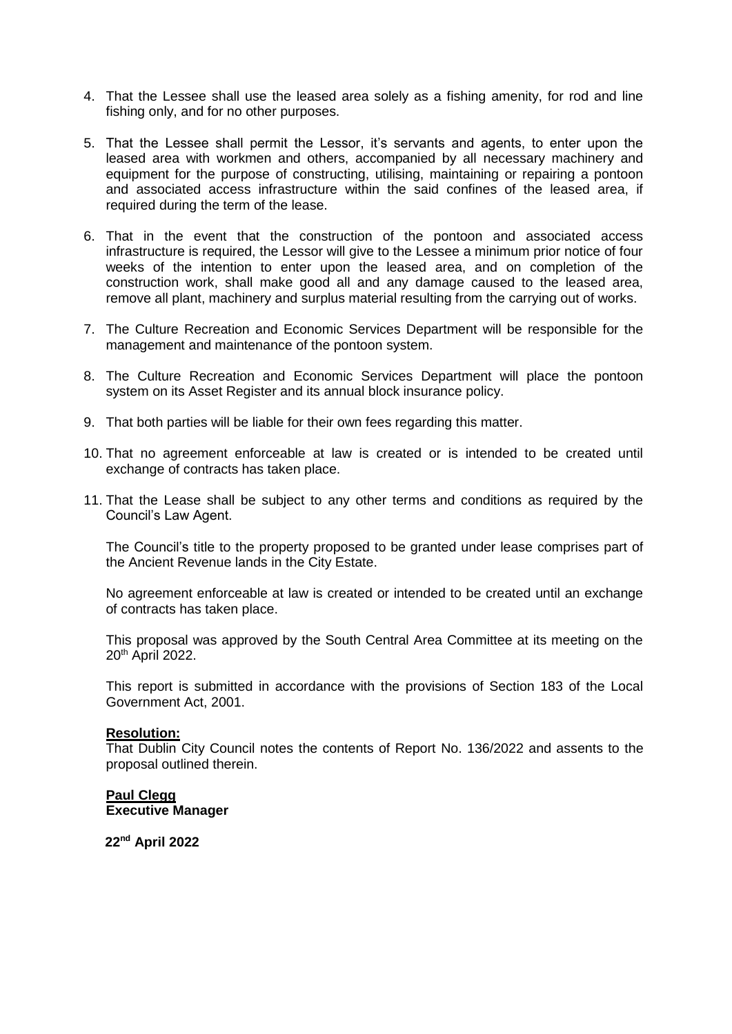4. That the Lessee shall use the leased area solely as a fishing amenity, for rod and line fishing only, and for no other purposes.

5. That the Lessee shall permit the Lessor, it's servants and agents, to enter upon the leased area with workmen and others, accompanied by all necessary machinery and equipment for the purpose of constructing, utilising, maintaining or repairing a pontoon and associated access infrastructure within the said confines of the leased area, if required during the term of the lease.

6. That in the event that the construction of the pontoon and associated access infrastructure is required, the Lessor will give to the Lessee a minimum prior notice of four weeks of the intention to enter upon the leased area, and on completion of the construction work, shall make good all and any damage caused to the leased area, remove all plant, machinery and surplus material resulting from the carrying out of works.

7. The Culture Recreation and Economic Services Department will be responsible for the management and maintenance of the pontoon system.

8. The Culture Recreation and Economic Services Department will place the pontoon system on its Asset Register and its annual block insurance policy.

9. That both parties will be liable for their own fees regarding this matter.

10. That no agreement enforceable at law is created or is intended to be created until exchange of contracts has taken place.

11. That the Lease shall be subject to any other terms and conditions as required by the Council's Law Agent.

The Council's title to the property proposed to be granted under lease comprises part of the Ancient Revenue lands in the City Estate.

No agreement enforceable at law is created or intended to be created until an exchange of contracts has taken place.

This proposal was approved by the South Central Area Committee at its meeting on the 20th April 2022.

This report is submitted in accordance with the provisions of Section 183 of the Local Government Act, 2001.

**Resolution:**
That Dublin City Council notes the contents of Report No. 136/2022 and assents to the proposal outlined therein.

**Paul Clegg**
**Executive Manager**

**22nd April 2022**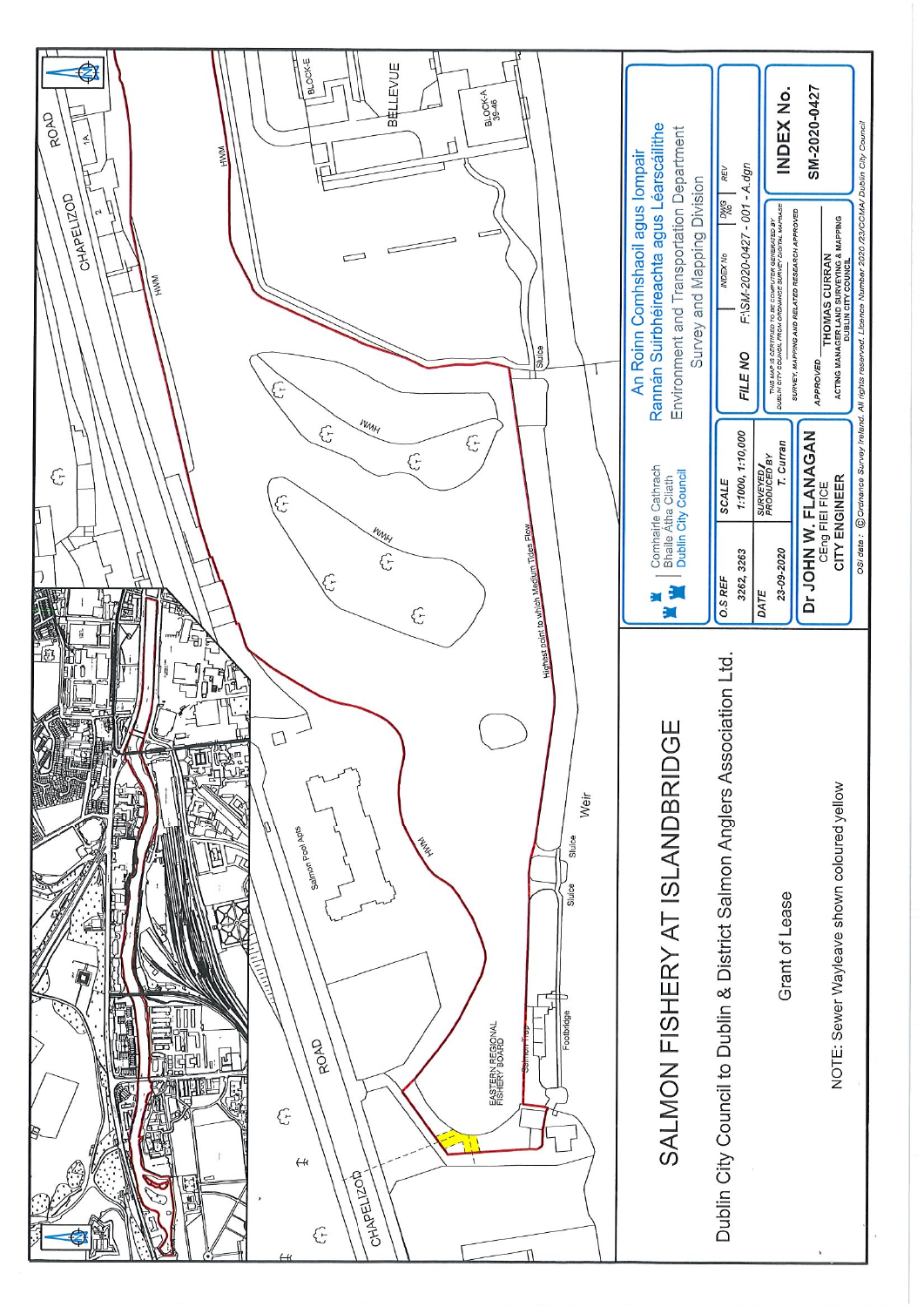# SALMON FISHERY AT ISLANDBRIDGE

Dublin City Council to Dublin & District Salmon Anglers Association Ltd.

Grant of Lease

NOTE: Sewer Wayleave shown coloured yellow

CHAPELIZOD ROAD

Salmon Pool Apts

EASTERN REGIONAL FISHERY BOARD

Salmon Trap

Footbridge

Sluice

Sluice

Weir

HWM

Highest point to which Medium Tides Flow

Sluice

BELLEVUE

BLOCK-E

BLOCK-A 39-46

1A

2

Comhairle Cathrach Bhaile Átha Cliath
Dublin City Council

An Roinn Comhshaoil agus Iompair
Rannán Suirbhéireachta agus Léarscáilithe
Environment and Transportation Department
Survey and Mapping Division

| O.S REF | SCALE | FILE NO | INDEX No | DWG No | REV |
|---|---|---|---|---|---|
| 3262, 3263 | 1:1000, 1:10,000 | F:\SM-2020-0427 - 001 - A.dgn | | | |

| DATE | SURVEYED / PRODUCED BY |
|---|---|
| 23-09-2020 | T. Curran |

THIS MAP IS CERTIFIED TO BE COMPUTER GENERATED BY DUBLIN CITY COUNCIL FROM ORDNANCE SURVEY DIGITAL MAPDATA

SURVEY, MAPPING AND RELATED RESEARCH APPROVED

APPROVED

THOMAS CURRAN
ACTING MANAGER LAND SURVEYING & MAPPING
DUBLIN CITY COUNCIL

Dr JOHN W. FLANAGAN
CEng FIEI FICE
CITY ENGINEER

INDEX No.
SM-2020-0427

OSi data : © Ordnance Survey Ireland. All rights reserved. Licence Number 2020 /23/CCMA/ Dublin City Council